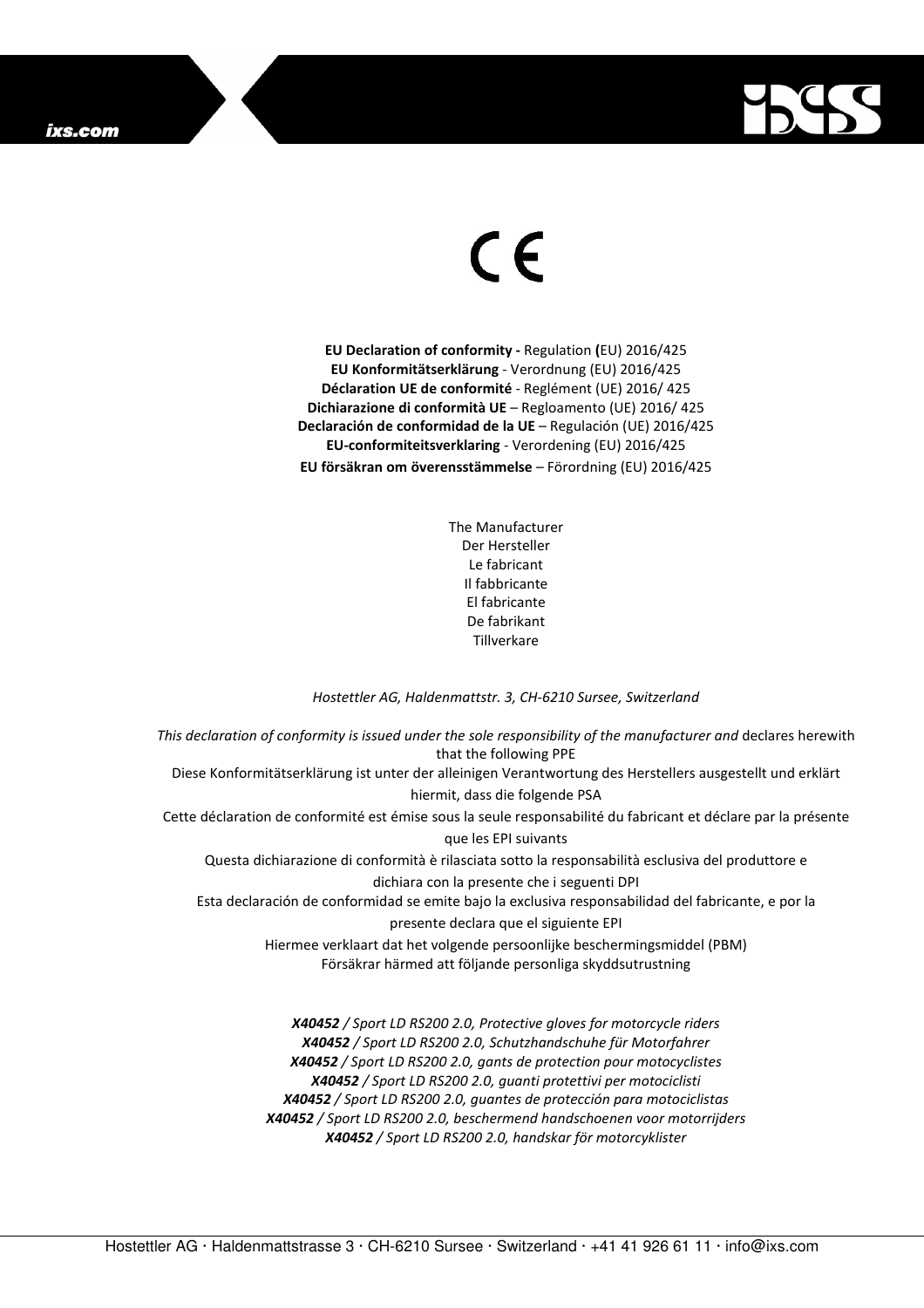CE

**EU Declaration of conformity -** Regulation **(**EU) 2016/425
**EU Konformitätserklärung** - Verordnung (EU) 2016/425
**Déclaration UE de conformité** - Reglément (UE) 2016/ 425
**Dichiarazione di conformità UE** – Regloamento (UE) 2016/ 425
**Declaración de conformidad de la UE** – Regulación (UE) 2016/425
**EU-conformiteitsverklaring** - Verordening (EU) 2016/425
**EU försäkran om överensstämmelse** – Förordning (EU) 2016/425

The Manufacturer
Der Hersteller
Le fabricant
Il fabbricante
El fabricante
De fabrikant
Tillverkare

*Hostettler AG, Haldenmattstr. 3, CH-6210 Sursee, Switzerland*

*This declaration of conformity is issued under the sole responsibility of the manufacturer and* declares herewith that the following PPE
Diese Konformitätserklärung ist unter der alleinigen Verantwortung des Herstellers ausgestellt und erklärt hiermit, dass die folgende PSA
Cette déclaration de conformité est émise sous la seule responsabilité du fabricant et déclare par la présente que les EPI suivants
Questa dichiarazione di conformità è rilasciata sotto la responsabilità esclusiva del produttore e dichiara con la presente che i seguenti DPI
Esta declaración de conformidad se emite bajo la exclusiva responsabilidad del fabricante, e por la presente declara que el siguiente EPI
Hiermee verklaart dat het volgende persoonlijke beschermingsmiddel (PBM)
Försäkrar härmed att följande personliga skyddsutrustning

***X40452*** */ Sport LD RS200 2.0, Protective gloves for motorcycle riders*
***X40452*** */ Sport LD RS200 2.0, Schutzhandschuhe für Motorfahrer*
***X40452*** */ Sport LD RS200 2.0, gants de protection pour motocyclistes*
***X40452*** */ Sport LD RS200 2.0, guanti protettivi per motociclisti*
***X40452*** */ Sport LD RS200 2.0, guantes de protección para motociclistas*
***X40452*** */ Sport LD RS200 2.0, beschermend handschoenen voor motorrijders*
***X40452*** */ Sport LD RS200 2.0, handskar för motorcyklister*

Hostettler AG · Haldenmattstrasse 3 · CH-6210 Sursee · Switzerland · +41 41 926 61 11 · info@ixs.com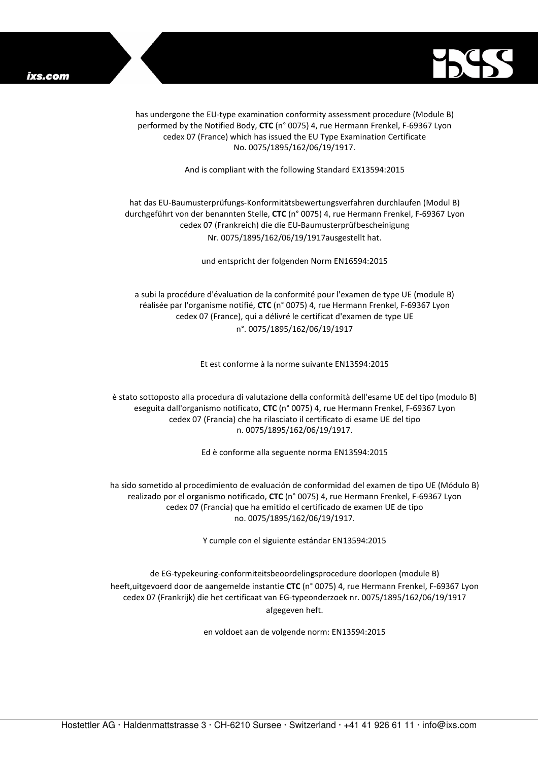has undergone the EU-type examination conformity assessment procedure (Module B) performed by the Notified Body, **CTC** (n° 0075) 4, rue Hermann Frenkel, F-69367 Lyon cedex 07 (France) which has issued the EU Type Examination Certificate No. 0075/1895/162/06/19/1917.

And is compliant with the following Standard EX13594:2015

hat das EU-Baumusterprüfungs-Konformitätsbewertungsverfahren durchlaufen (Modul B) durchgeführt von der benannten Stelle, **CTC** (n° 0075) 4, rue Hermann Frenkel, F-69367 Lyon cedex 07 (Frankreich) die die EU-Baumusterprüfbescheinigung Nr. 0075/1895/162/06/19/1917ausgestellt hat.

und entspricht der folgenden Norm EN16594:2015

a subi la procédure d'évaluation de la conformité pour l'examen de type UE (module B) réalisée par l'organisme notifié, **CTC** (n° 0075) 4, rue Hermann Frenkel, F-69367 Lyon cedex 07 (France), qui a délivré le certificat d'examen de type UE n°. 0075/1895/162/06/19/1917

Et est conforme à la norme suivante EN13594:2015

è stato sottoposto alla procedura di valutazione della conformità dell'esame UE del tipo (modulo B) eseguita dall'organismo notificato, **CTC** (n° 0075) 4, rue Hermann Frenkel, F-69367 Lyon cedex 07 (Francia) che ha rilasciato il certificato di esame UE del tipo n. 0075/1895/162/06/19/1917.

Ed è conforme alla seguente norma EN13594:2015

ha sido sometido al procedimiento de evaluación de conformidad del examen de tipo UE (Módulo B) realizado por el organismo notificado, **CTC** (n° 0075) 4, rue Hermann Frenkel, F-69367 Lyon cedex 07 (Francia) que ha emitido el certificado de examen UE de tipo no. 0075/1895/162/06/19/1917.

Y cumple con el siguiente estándar EN13594:2015

de EG-typekeuring-conformiteitsbeoordelingsprocedure doorlopen (module B) heeft,uitgevoerd door de aangemelde instantie **CTC** (n° 0075) 4, rue Hermann Frenkel, F-69367 Lyon cedex 07 (Frankrijk) die het certificaat van EG-typeonderzoek nr. 0075/1895/162/06/19/1917 afgegeven heft.

en voldoet aan de volgende norm: EN13594:2015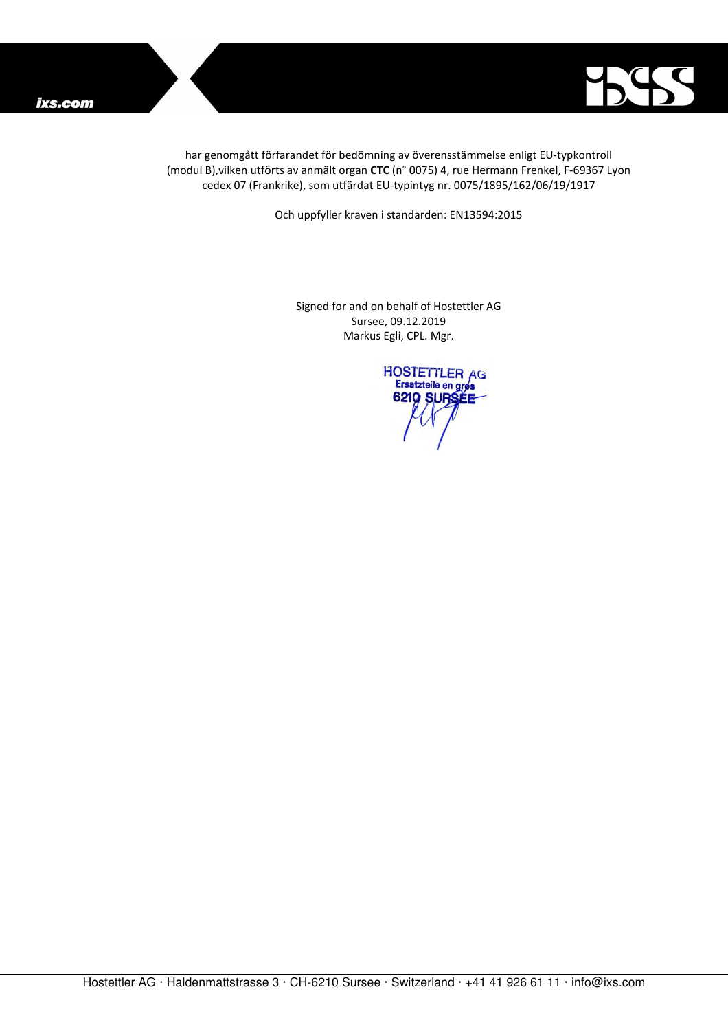har genomgått förfarandet för bedömning av överensstämmelse enligt EU-typkontroll (modul B),vilken utförts av anmält organ **CTC** (n° 0075) 4, rue Hermann Frenkel, F-69367 Lyon cedex 07 (Frankrike), som utfärdat EU-typintyg nr. 0075/1895/162/06/19/1917

Och uppfyller kraven i standarden: EN13594:2015

Signed for and on behalf of Hostettler AG
Sursee, 09.12.2019
Markus Egli, CPL. Mgr.

HOSTETTLER AG
Ersatzteile en gros
6210 SURSEE